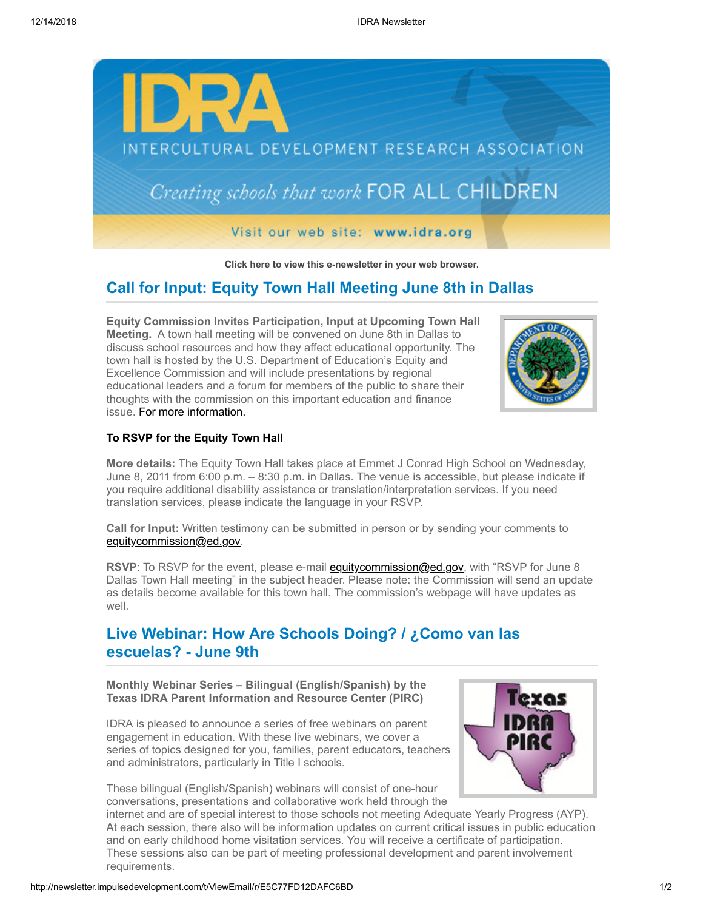[Click here to view this e-newsletter in your web browser.]

## Call for Input: Equity Town Hall Meeting June 8th in Dallas

**Equity Commission Invites Participation, Input at Upcoming Town Hall Meeting.** A town hall meeting will be convened on June 8th in Dallas to discuss school resources and how they affect educational opportunity. The town hall is hosted by the U.S. Department of Education's Equity and Excellence Commission and will include presentations by regional educational leaders and a forum for members of the public to share their thoughts with the commission on this important education and finance issue. For more information.

**To RSVP for the Equity Town Hall**

**More details:** The Equity Town Hall takes place at Emmet J Conrad High School on Wednesday, June 8, 2011 from 6:00 p.m. – 8:30 p.m. in Dallas. The venue is accessible, but please indicate if you require additional disability assistance or translation/interpretation services. If you need translation services, please indicate the language in your RSVP.

**Call for Input:** Written testimony can be submitted in person or by sending your comments to equitycommission@ed.gov.

**RSVP**: To RSVP for the event, please e-mail equitycommission@ed.gov, with "RSVP for June 8 Dallas Town Hall meeting" in the subject header. Please note: the Commission will send an update as details become available for this town hall. The commission's webpage will have updates as well.

## Live Webinar: How Are Schools Doing? / ¿Como van las escuelas? - June 9th

**Monthly Webinar Series – Bilingual (English/Spanish) by the Texas IDRA Parent Information and Resource Center (PIRC)**

IDRA is pleased to announce a series of free webinars on parent engagement in education. With these live webinars, we cover a series of topics designed for you, families, parent educators, teachers and administrators, particularly in Title I schools.

These bilingual (English/Spanish) webinars will consist of one-hour conversations, presentations and collaborative work held through the internet and are of special interest to those schools not meeting Adequate Yearly Progress (AYP). At each session, there also will be information updates on current critical issues in public education and on early childhood home visitation services. You will receive a certificate of participation. These sessions also can be part of meeting professional development and parent involvement requirements.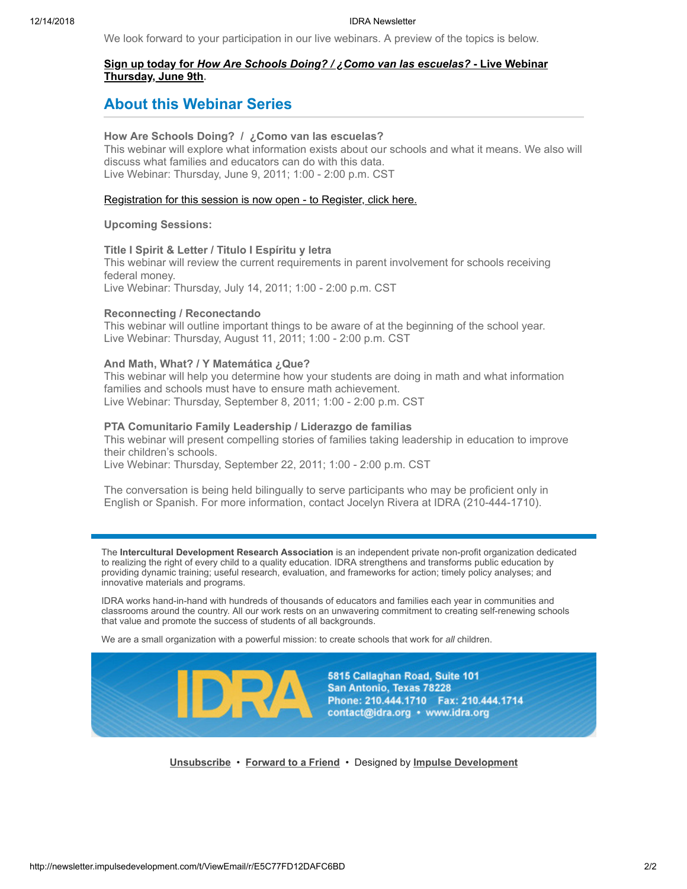We look forward to your participation in our live webinars. A preview of the topics is below.

**Sign up today for *How Are Schools Doing? / ¿Como van las escuelas?* - Live Webinar Thursday, June 9th**.

## About this Webinar Series

**How Are Schools Doing? / ¿Como van las escuelas?**
This webinar will explore what information exists about our schools and what it means. We also will discuss what families and educators can do with this data.
Live Webinar: Thursday, June 9, 2011; 1:00 - 2:00 p.m. CST

Registration for this session is now open - to Register, click here.

**Upcoming Sessions:**

**Title I Spirit & Letter / Titulo I Espíritu y letra**
This webinar will review the current requirements in parent involvement for schools receiving federal money.
Live Webinar: Thursday, July 14, 2011; 1:00 - 2:00 p.m. CST

**Reconnecting / Reconectando**
This webinar will outline important things to be aware of at the beginning of the school year.
Live Webinar: Thursday, August 11, 2011; 1:00 - 2:00 p.m. CST

**And Math, What? / Y Matemática ¿Que?**
This webinar will help you determine how your students are doing in math and what information families and schools must have to ensure math achievement.
Live Webinar: Thursday, September 8, 2011; 1:00 - 2:00 p.m. CST

**PTA Comunitario Family Leadership / Liderazgo de familias**
This webinar will present compelling stories of families taking leadership in education to improve their children's schools.
Live Webinar: Thursday, September 22, 2011; 1:00 - 2:00 p.m. CST

The conversation is being held bilingually to serve participants who may be proficient only in English or Spanish. For more information, contact Jocelyn Rivera at IDRA (210-444-1710).

---

The **Intercultural Development Research Association** is an independent private non-profit organization dedicated to realizing the right of every child to a quality education. IDRA strengthens and transforms public education by providing dynamic training; useful research, evaluation, and frameworks for action; timely policy analyses; and innovative materials and programs.

IDRA works hand-in-hand with hundreds of thousands of educators and families each year in communities and classrooms around the country. All our work rests on an unwavering commitment to creating self-renewing schools that value and promote the success of students of all backgrounds.

We are a small organization with a powerful mission: to create schools that work for *all* children.

IDRA
5815 Callaghan Road, Suite 101
San Antonio, Texas 78228
Phone: 210.444.1710 Fax: 210.444.1714
contact@idra.org • www.idra.org

Unsubscribe • Forward to a Friend • Designed by Impulse Development